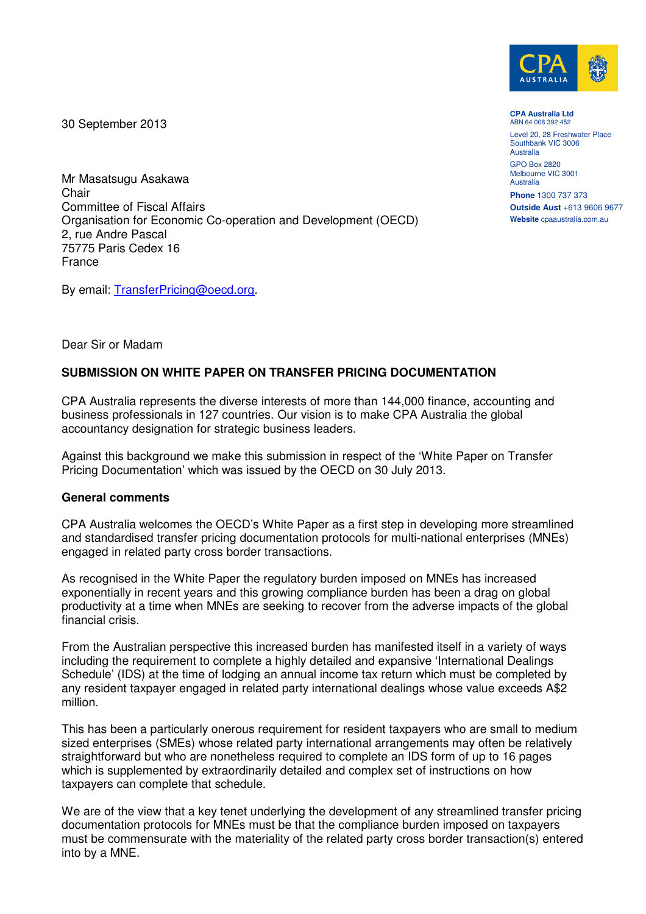CPA Australia Ltd
ABN 64 008 392 452

Level 20, 28 Freshwater Place
Southbank VIC 3006
Australia

GPO Box 2820
Melbourne VIC 3001
Australia

**Phone** 1300 737 373
**Outside Aust** +613 9606 9677
**Website** cpaaustralia.com.au

30 September 2013

Mr Masatsugu Asakawa
Chair
Committee of Fiscal Affairs
Organisation for Economic Co-operation and Development (OECD)
2, rue Andre Pascal
75775 Paris Cedex 16
France

By email: TransferPricing@oecd.org.

Dear Sir or Madam

**SUBMISSION ON WHITE PAPER ON TRANSFER PRICING DOCUMENTATION**

CPA Australia represents the diverse interests of more than 144,000 finance, accounting and business professionals in 127 countries. Our vision is to make CPA Australia the global accountancy designation for strategic business leaders.

Against this background we make this submission in respect of the 'White Paper on Transfer Pricing Documentation' which was issued by the OECD on 30 July 2013.

**General comments**

CPA Australia welcomes the OECD's White Paper as a first step in developing more streamlined and standardised transfer pricing documentation protocols for multi-national enterprises (MNEs) engaged in related party cross border transactions.

As recognised in the White Paper the regulatory burden imposed on MNEs has increased exponentially in recent years and this growing compliance burden has been a drag on global productivity at a time when MNEs are seeking to recover from the adverse impacts of the global financial crisis.

From the Australian perspective this increased burden has manifested itself in a variety of ways including the requirement to complete a highly detailed and expansive 'International Dealings Schedule' (IDS) at the time of lodging an annual income tax return which must be completed by any resident taxpayer engaged in related party international dealings whose value exceeds A$2 million.

This has been a particularly onerous requirement for resident taxpayers who are small to medium sized enterprises (SMEs) whose related party international arrangements may often be relatively straightforward but who are nonetheless required to complete an IDS form of up to 16 pages which is supplemented by extraordinarily detailed and complex set of instructions on how taxpayers can complete that schedule.

We are of the view that a key tenet underlying the development of any streamlined transfer pricing documentation protocols for MNEs must be that the compliance burden imposed on taxpayers must be commensurate with the materiality of the related party cross border transaction(s) entered into by a MNE.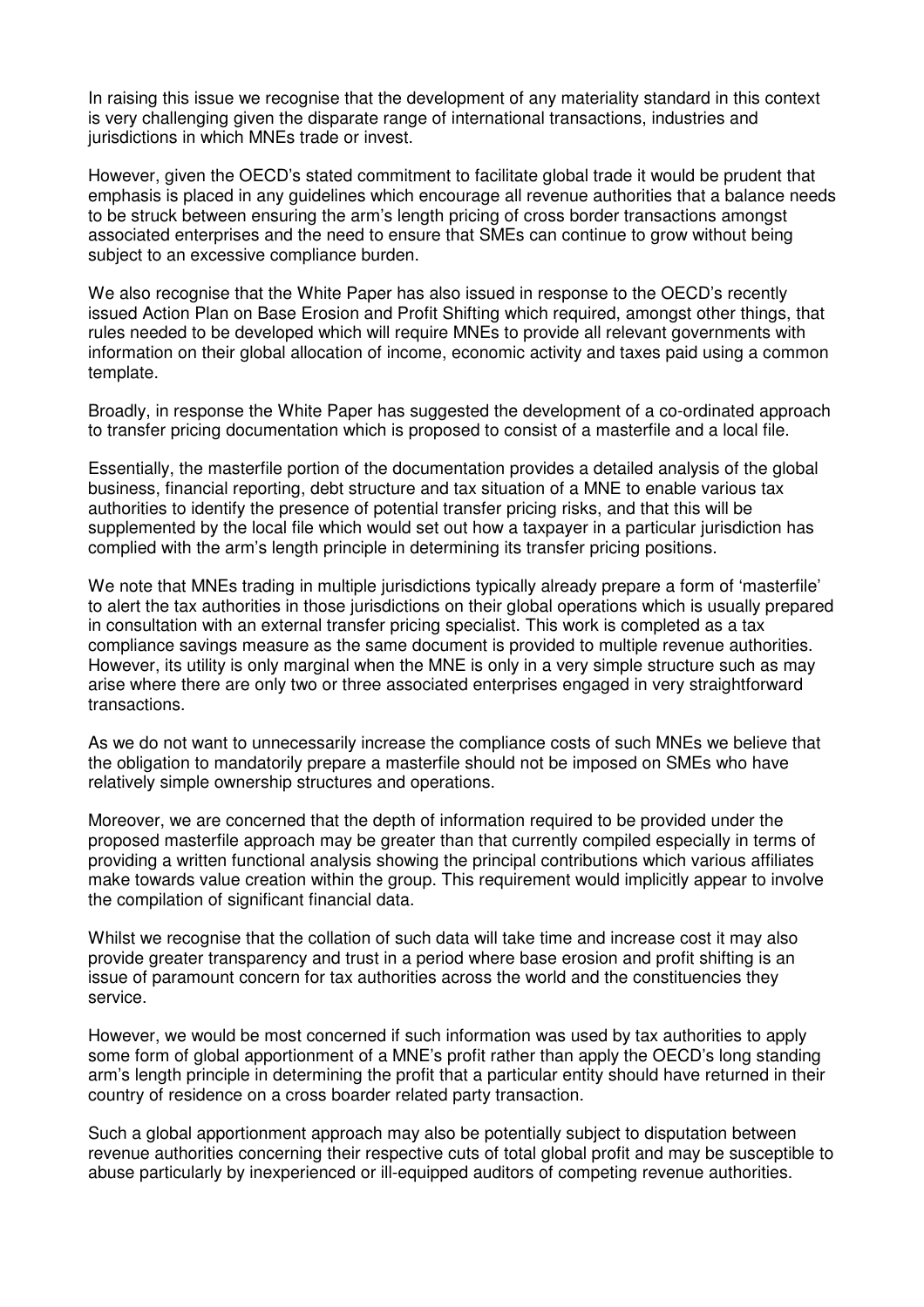In raising this issue we recognise that the development of any materiality standard in this context is very challenging given the disparate range of international transactions, industries and jurisdictions in which MNEs trade or invest.

However, given the OECD's stated commitment to facilitate global trade it would be prudent that emphasis is placed in any guidelines which encourage all revenue authorities that a balance needs to be struck between ensuring the arm's length pricing of cross border transactions amongst associated enterprises and the need to ensure that SMEs can continue to grow without being subject to an excessive compliance burden.

We also recognise that the White Paper has also issued in response to the OECD's recently issued Action Plan on Base Erosion and Profit Shifting which required, amongst other things, that rules needed to be developed which will require MNEs to provide all relevant governments with information on their global allocation of income, economic activity and taxes paid using a common template.

Broadly, in response the White Paper has suggested the development of a co-ordinated approach to transfer pricing documentation which is proposed to consist of a masterfile and a local file.

Essentially, the masterfile portion of the documentation provides a detailed analysis of the global business, financial reporting, debt structure and tax situation of a MNE to enable various tax authorities to identify the presence of potential transfer pricing risks, and that this will be supplemented by the local file which would set out how a taxpayer in a particular jurisdiction has complied with the arm's length principle in determining its transfer pricing positions.

We note that MNEs trading in multiple jurisdictions typically already prepare a form of 'masterfile' to alert the tax authorities in those jurisdictions on their global operations which is usually prepared in consultation with an external transfer pricing specialist. This work is completed as a tax compliance savings measure as the same document is provided to multiple revenue authorities. However, its utility is only marginal when the MNE is only in a very simple structure such as may arise where there are only two or three associated enterprises engaged in very straightforward transactions.

As we do not want to unnecessarily increase the compliance costs of such MNEs we believe that the obligation to mandatorily prepare a masterfile should not be imposed on SMEs who have relatively simple ownership structures and operations.

Moreover, we are concerned that the depth of information required to be provided under the proposed masterfile approach may be greater than that currently compiled especially in terms of providing a written functional analysis showing the principal contributions which various affiliates make towards value creation within the group. This requirement would implicitly appear to involve the compilation of significant financial data.

Whilst we recognise that the collation of such data will take time and increase cost it may also provide greater transparency and trust in a period where base erosion and profit shifting is an issue of paramount concern for tax authorities across the world and the constituencies they service.

However, we would be most concerned if such information was used by tax authorities to apply some form of global apportionment of a MNE's profit rather than apply the OECD's long standing arm's length principle in determining the profit that a particular entity should have returned in their country of residence on a cross boarder related party transaction.

Such a global apportionment approach may also be potentially subject to disputation between revenue authorities concerning their respective cuts of total global profit and may be susceptible to abuse particularly by inexperienced or ill-equipped auditors of competing revenue authorities.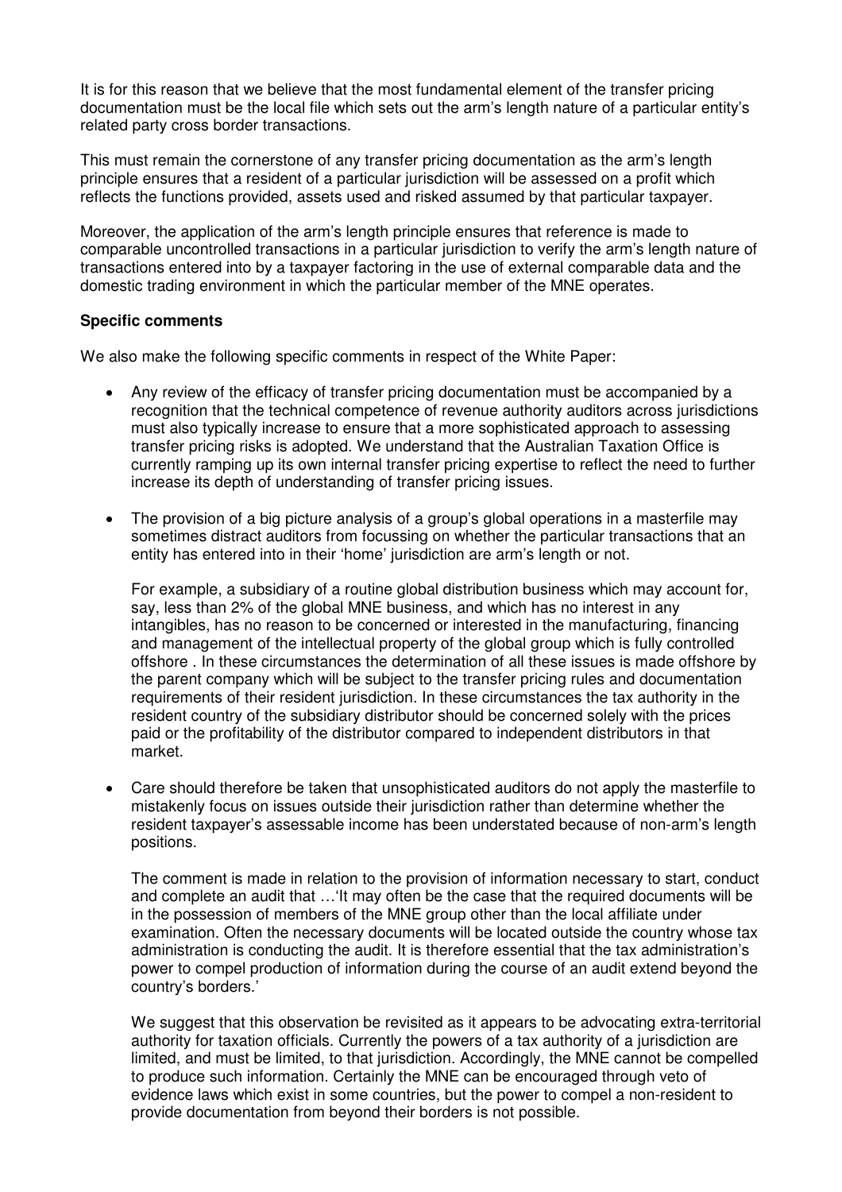It is for this reason that we believe that the most fundamental element of the transfer pricing documentation must be the local file which sets out the arm's length nature of a particular entity's related party cross border transactions.

This must remain the cornerstone of any transfer pricing documentation as the arm's length principle ensures that a resident of a particular jurisdiction will be assessed on a profit which reflects the functions provided, assets used and risked assumed by that particular taxpayer.

Moreover, the application of the arm's length principle ensures that reference is made to comparable uncontrolled transactions in a particular jurisdiction to verify the arm's length nature of transactions entered into by a taxpayer factoring in the use of external comparable data and the domestic trading environment in which the particular member of the MNE operates.

**Specific comments**

We also make the following specific comments in respect of the White Paper:

- Any review of the efficacy of transfer pricing documentation must be accompanied by a recognition that the technical competence of revenue authority auditors across jurisdictions must also typically increase to ensure that a more sophisticated approach to assessing transfer pricing risks is adopted. We understand that the Australian Taxation Office is currently ramping up its own internal transfer pricing expertise to reflect the need to further increase its depth of understanding of transfer pricing issues.

- The provision of a big picture analysis of a group's global operations in a masterfile may sometimes distract auditors from focussing on whether the particular transactions that an entity has entered into in their 'home' jurisdiction are arm's length or not.

  For example, a subsidiary of a routine global distribution business which may account for, say, less than 2% of the global MNE business, and which has no interest in any intangibles, has no reason to be concerned or interested in the manufacturing, financing and management of the intellectual property of the global group which is fully controlled offshore . In these circumstances the determination of all these issues is made offshore by the parent company which will be subject to the transfer pricing rules and documentation requirements of their resident jurisdiction. In these circumstances the tax authority in the resident country of the subsidiary distributor should be concerned solely with the prices paid or the profitability of the distributor compared to independent distributors in that market.

- Care should therefore be taken that unsophisticated auditors do not apply the masterfile to mistakenly focus on issues outside their jurisdiction rather than determine whether the resident taxpayer's assessable income has been understated because of non-arm's length positions.

  The comment is made in relation to the provision of information necessary to start, conduct and complete an audit that …'It may often be the case that the required documents will be in the possession of members of the MNE group other than the local affiliate under examination. Often the necessary documents will be located outside the country whose tax administration is conducting the audit. It is therefore essential that the tax administration's power to compel production of information during the course of an audit extend beyond the country's borders.'

  We suggest that this observation be revisited as it appears to be advocating extra-territorial authority for taxation officials. Currently the powers of a tax authority of a jurisdiction are limited, and must be limited, to that jurisdiction. Accordingly, the MNE cannot be compelled to produce such information. Certainly the MNE can be encouraged through veto of evidence laws which exist in some countries, but the power to compel a non-resident to provide documentation from beyond their borders is not possible.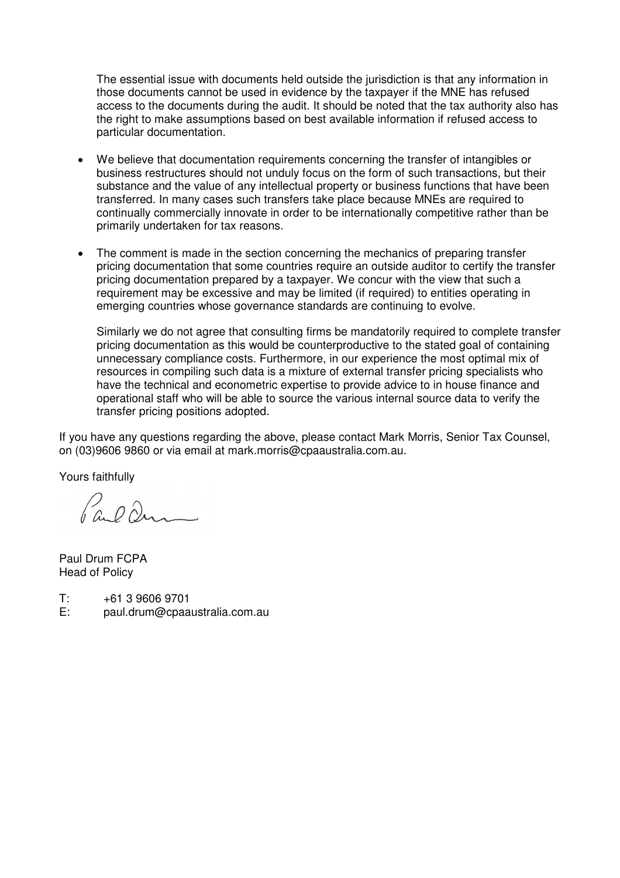The essential issue with documents held outside the jurisdiction is that any information in those documents cannot be used in evidence by the taxpayer if the MNE has refused access to the documents during the audit. It should be noted that the tax authority also has the right to make assumptions based on best available information if refused access to particular documentation.

- We believe that documentation requirements concerning the transfer of intangibles or business restructures should not unduly focus on the form of such transactions, but their substance and the value of any intellectual property or business functions that have been transferred. In many cases such transfers take place because MNEs are required to continually commercially innovate in order to be internationally competitive rather than be primarily undertaken for tax reasons.

- The comment is made in the section concerning the mechanics of preparing transfer pricing documentation that some countries require an outside auditor to certify the transfer pricing documentation prepared by a taxpayer. We concur with the view that such a requirement may be excessive and may be limited (if required) to entities operating in emerging countries whose governance standards are continuing to evolve.

  Similarly we do not agree that consulting firms be mandatorily required to complete transfer pricing documentation as this would be counterproductive to the stated goal of containing unnecessary compliance costs. Furthermore, in our experience the most optimal mix of resources in compiling such data is a mixture of external transfer pricing specialists who have the technical and econometric expertise to provide advice to in house finance and operational staff who will be able to source the various internal source data to verify the transfer pricing positions adopted.

If you have any questions regarding the above, please contact Mark Morris, Senior Tax Counsel, on (03)9606 9860 or via email at mark.morris@cpaaustralia.com.au.

Yours faithfully

Paul Drum FCPA
Head of Policy

T: +61 3 9606 9701
E: paul.drum@cpaaustralia.com.au